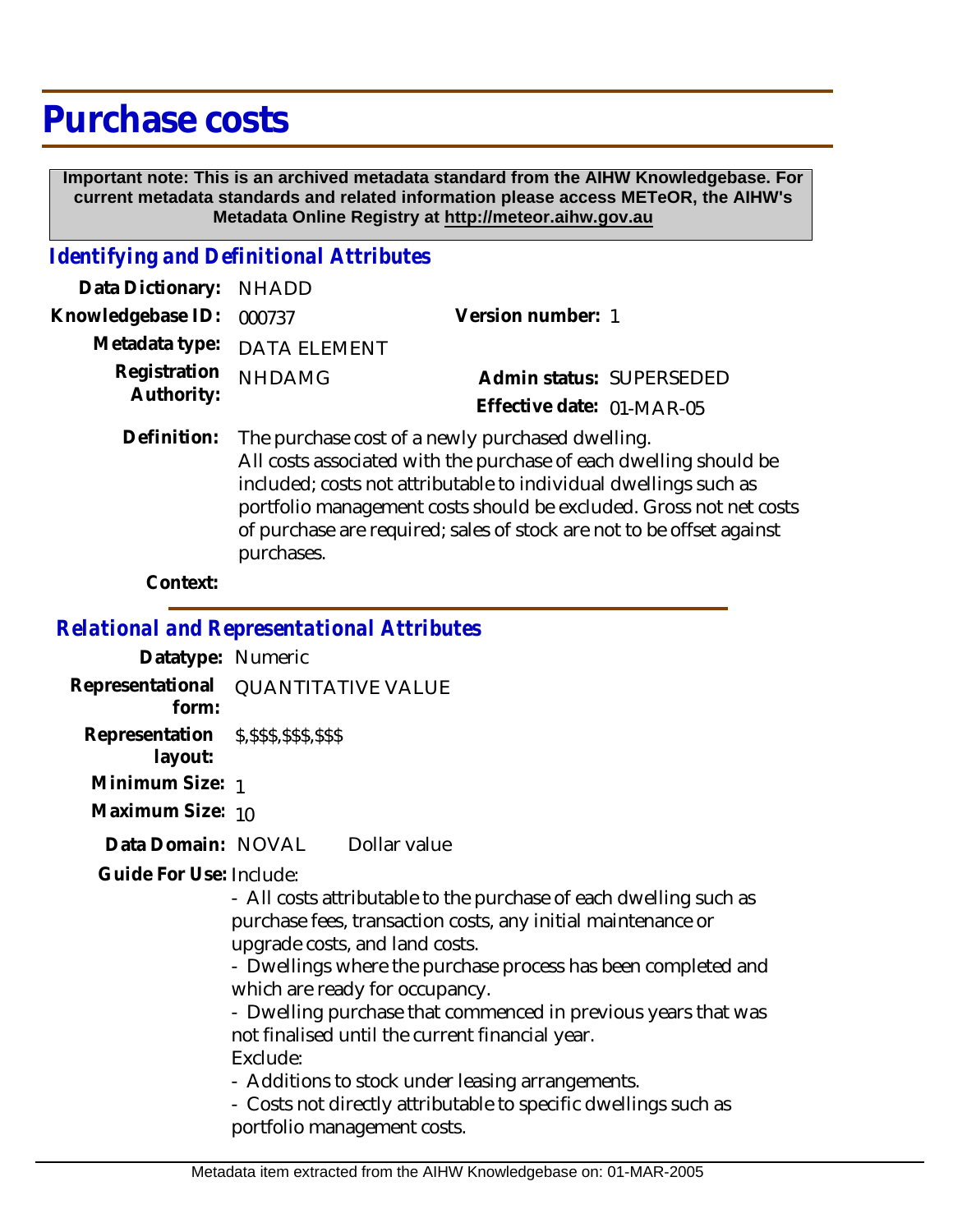# Purchase costs

**Important note: This is an archived metadata standard from the AIHW Knowledgebase. For current metadata standards and related information please access METeOR, the AIHW's Metadata Online Registry at http://meteor.aihw.gov.au**

## *Identifying and Definitional Attributes*

**Data Dictionary:** NHADD

**Knowledgebase ID:** 000737

**Version number:** 1

**Metadata type:** DATA ELEMENT

**Registration Authority:** NHDAMG

**Admin status:** SUPERSEDED

**Effective date:** 01-MAR-05

**Definition:** The purchase cost of a newly purchased dwelling.
All costs associated with the purchase of each dwelling should be included; costs not attributable to individual dwellings such as portfolio management costs should be excluded. Gross not net costs of purchase are required; sales of stock are not to be offset against purchases.

**Context:**

## *Relational and Representational Attributes*

**Datatype:** Numeric

**Representational form:** QUANTITATIVE VALUE

**Representation layout:** $,$$$,$$$,$$$

**Minimum Size:** 1

**Maximum Size:** 10

**Data Domain:** NOVAL Dollar value

**Guide For Use:** Include:

- All costs attributable to the purchase of each dwelling such as purchase fees, transaction costs, any initial maintenance or upgrade costs, and land costs.
- Dwellings where the purchase process has been completed and which are ready for occupancy.
- Dwelling purchase that commenced in previous years that was not finalised until the current financial year.

Exclude:

- Additions to stock under leasing arrangements.
- Costs not directly attributable to specific dwellings such as portfolio management costs.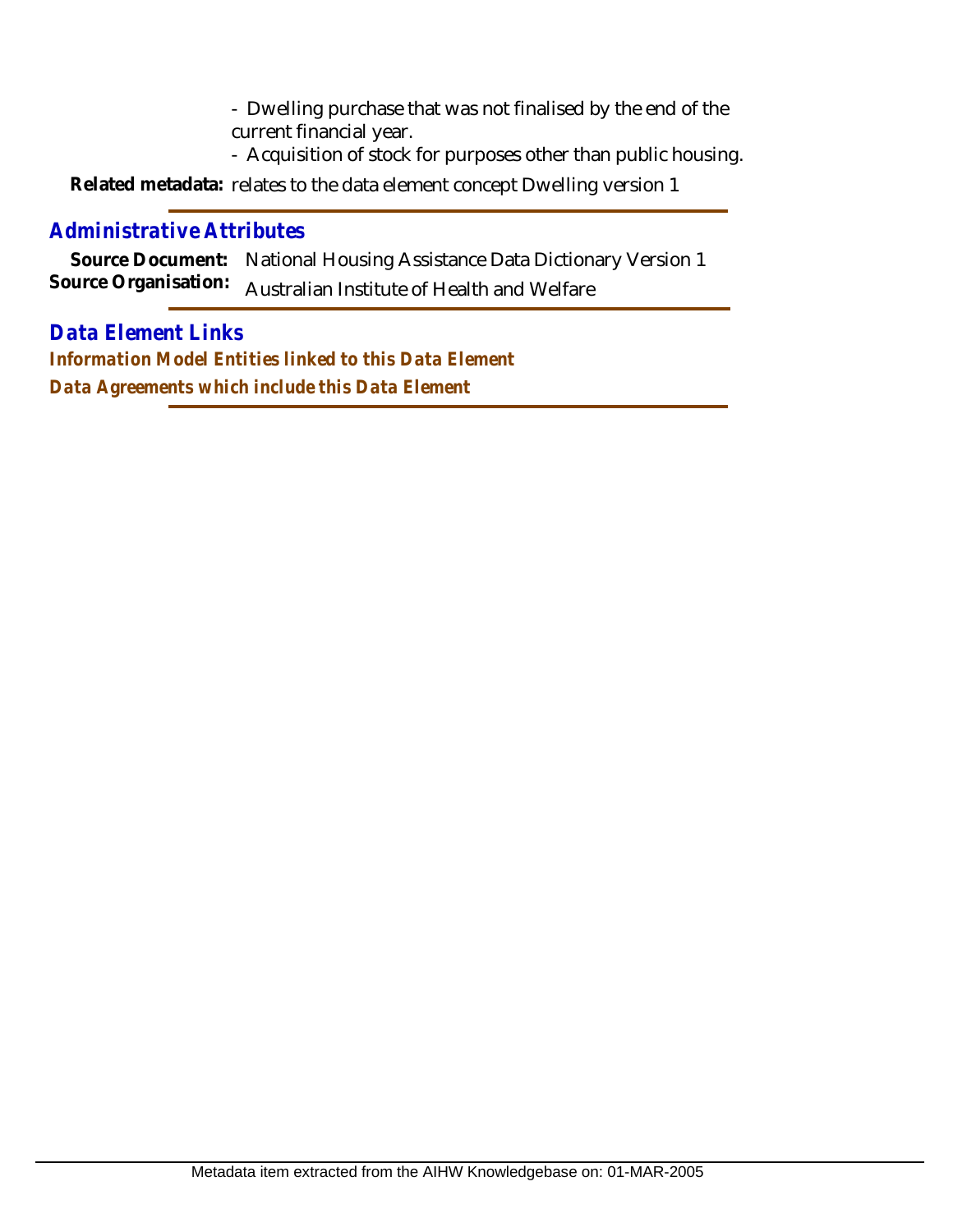- Dwelling purchase that was not finalised by the end of the current financial year.
- Acquisition of stock for purposes other than public housing.

**Related metadata:** relates to the data element concept Dwelling version 1

## Administrative Attributes

**Source Document:** National Housing Assistance Data Dictionary Version 1

**Source Organisation:** Australian Institute of Health and Welfare

## Data Element Links

***Information Model Entities linked to this Data Element***

***Data Agreements which include this Data Element***